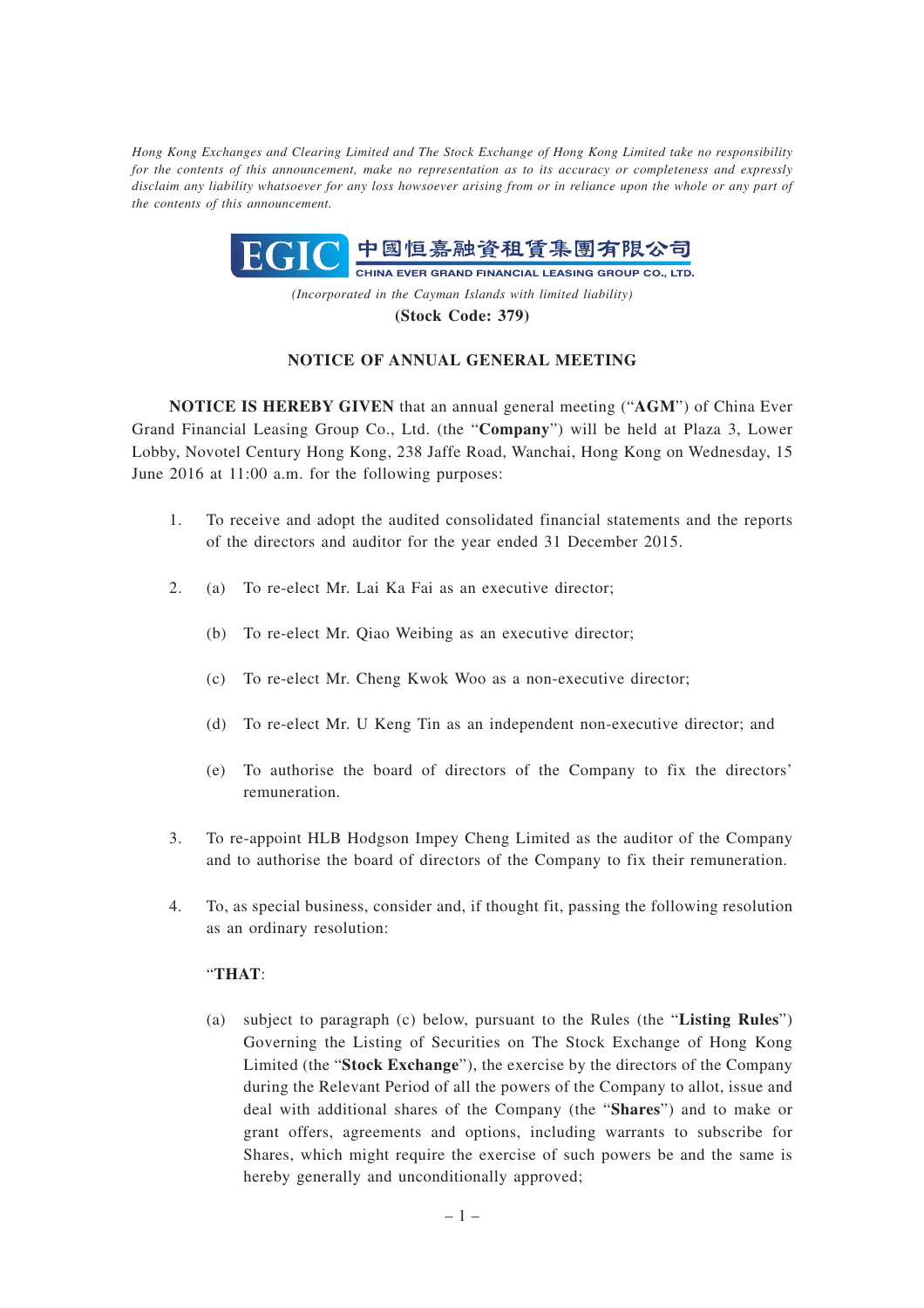*Hong Kong Exchanges and Clearing Limited and The Stock Exchange of Hong Kong Limited take no responsibility for the contents of this announcement, make no representation as to its accuracy or completeness and expressly disclaim any liability whatsoever for any loss howsoever arising from or in reliance upon the whole or any part of the contents of this announcement.*

**EGIC 中國恒嘉融資租賃集團有限公司**
**CHINA EVER GRAND FINANCIAL LEASING GROUP CO., LTD.**

*(Incorporated in the Cayman Islands with limited liability)*

**(Stock Code: 379)**

# NOTICE OF ANNUAL GENERAL MEETING

**NOTICE IS HEREBY GIVEN** that an annual general meeting ("**AGM**") of China Ever Grand Financial Leasing Group Co., Ltd. (the "**Company**") will be held at Plaza 3, Lower Lobby, Novotel Century Hong Kong, 238 Jaffe Road, Wanchai, Hong Kong on Wednesday, 15 June 2016 at 11:00 a.m. for the following purposes:

1. To receive and adopt the audited consolidated financial statements and the reports of the directors and auditor for the year ended 31 December 2015.

2. (a) To re-elect Mr. Lai Ka Fai as an executive director;

   (b) To re-elect Mr. Qiao Weibing as an executive director;

   (c) To re-elect Mr. Cheng Kwok Woo as a non-executive director;

   (d) To re-elect Mr. U Keng Tin as an independent non-executive director; and

   (e) To authorise the board of directors of the Company to fix the directors' remuneration.

3. To re-appoint HLB Hodgson Impey Cheng Limited as the auditor of the Company and to authorise the board of directors of the Company to fix their remuneration.

4. To, as special business, consider and, if thought fit, passing the following resolution as an ordinary resolution:

   "**THAT**:

   (a) subject to paragraph (c) below, pursuant to the Rules (the "**Listing Rules**") Governing the Listing of Securities on The Stock Exchange of Hong Kong Limited (the "**Stock Exchange**"), the exercise by the directors of the Company during the Relevant Period of all the powers of the Company to allot, issue and deal with additional shares of the Company (the "**Shares**") and to make or grant offers, agreements and options, including warrants to subscribe for Shares, which might require the exercise of such powers be and the same is hereby generally and unconditionally approved;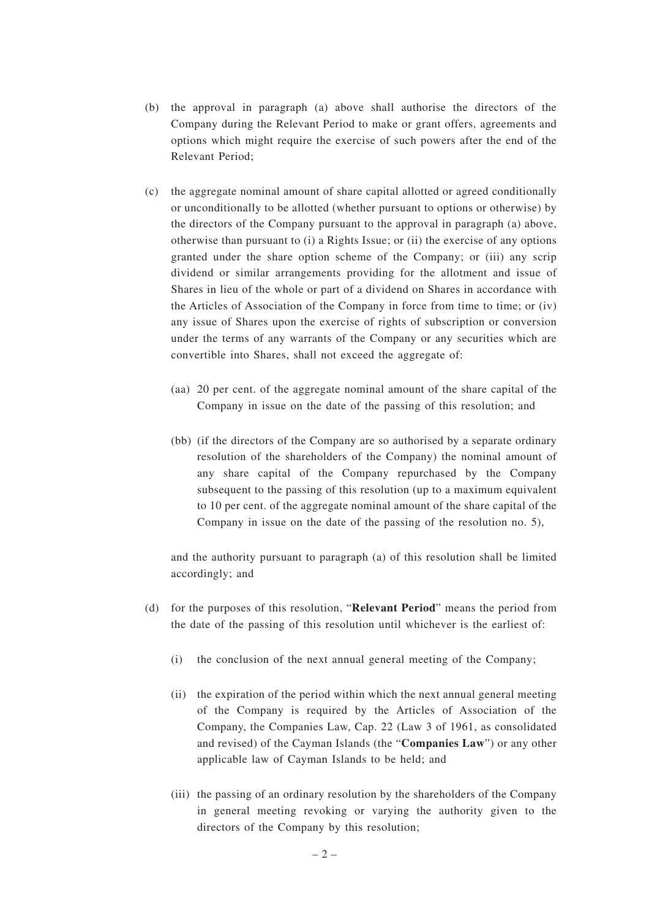(b) the approval in paragraph (a) above shall authorise the directors of the Company during the Relevant Period to make or grant offers, agreements and options which might require the exercise of such powers after the end of the Relevant Period;

(c) the aggregate nominal amount of share capital allotted or agreed conditionally or unconditionally to be allotted (whether pursuant to options or otherwise) by the directors of the Company pursuant to the approval in paragraph (a) above, otherwise than pursuant to (i) a Rights Issue; or (ii) the exercise of any options granted under the share option scheme of the Company; or (iii) any scrip dividend or similar arrangements providing for the allotment and issue of Shares in lieu of the whole or part of a dividend on Shares in accordance with the Articles of Association of the Company in force from time to time; or (iv) any issue of Shares upon the exercise of rights of subscription or conversion under the terms of any warrants of the Company or any securities which are convertible into Shares, shall not exceed the aggregate of:

   (aa) 20 per cent. of the aggregate nominal amount of the share capital of the Company in issue on the date of the passing of this resolution; and

   (bb) (if the directors of the Company are so authorised by a separate ordinary resolution of the shareholders of the Company) the nominal amount of any share capital of the Company repurchased by the Company subsequent to the passing of this resolution (up to a maximum equivalent to 10 per cent. of the aggregate nominal amount of the share capital of the Company in issue on the date of the passing of the resolution no. 5),

   and the authority pursuant to paragraph (a) of this resolution shall be limited accordingly; and

(d) for the purposes of this resolution, "**Relevant Period**" means the period from the date of the passing of this resolution until whichever is the earliest of:

   (i) the conclusion of the next annual general meeting of the Company;

   (ii) the expiration of the period within which the next annual general meeting of the Company is required by the Articles of Association of the Company, the Companies Law, Cap. 22 (Law 3 of 1961, as consolidated and revised) of the Cayman Islands (the "**Companies Law**") or any other applicable law of Cayman Islands to be held; and

   (iii) the passing of an ordinary resolution by the shareholders of the Company in general meeting revoking or varying the authority given to the directors of the Company by this resolution;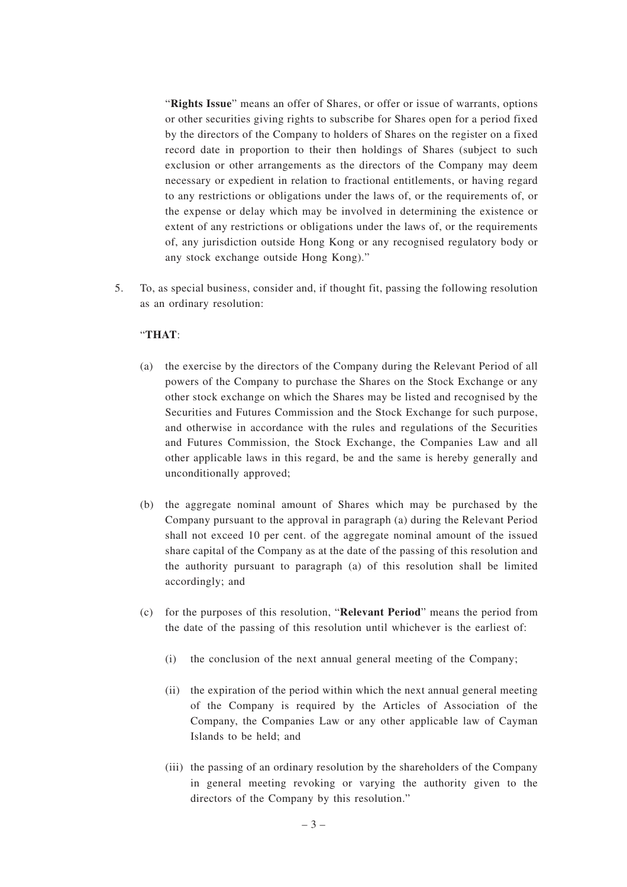"**Rights Issue**" means an offer of Shares, or offer or issue of warrants, options or other securities giving rights to subscribe for Shares open for a period fixed by the directors of the Company to holders of Shares on the register on a fixed record date in proportion to their then holdings of Shares (subject to such exclusion or other arrangements as the directors of the Company may deem necessary or expedient in relation to fractional entitlements, or having regard to any restrictions or obligations under the laws of, or the requirements of, or the expense or delay which may be involved in determining the existence or extent of any restrictions or obligations under the laws of, or the requirements of, any jurisdiction outside Hong Kong or any recognised regulatory body or any stock exchange outside Hong Kong)."

5. To, as special business, consider and, if thought fit, passing the following resolution as an ordinary resolution:

   "**THAT**:

   (a) the exercise by the directors of the Company during the Relevant Period of all powers of the Company to purchase the Shares on the Stock Exchange or any other stock exchange on which the Shares may be listed and recognised by the Securities and Futures Commission and the Stock Exchange for such purpose, and otherwise in accordance with the rules and regulations of the Securities and Futures Commission, the Stock Exchange, the Companies Law and all other applicable laws in this regard, be and the same is hereby generally and unconditionally approved;

   (b) the aggregate nominal amount of Shares which may be purchased by the Company pursuant to the approval in paragraph (a) during the Relevant Period shall not exceed 10 per cent. of the aggregate nominal amount of the issued share capital of the Company as at the date of the passing of this resolution and the authority pursuant to paragraph (a) of this resolution shall be limited accordingly; and

   (c) for the purposes of this resolution, "**Relevant Period**" means the period from the date of the passing of this resolution until whichever is the earliest of:

      (i) the conclusion of the next annual general meeting of the Company;

      (ii) the expiration of the period within which the next annual general meeting of the Company is required by the Articles of Association of the Company, the Companies Law or any other applicable law of Cayman Islands to be held; and

      (iii) the passing of an ordinary resolution by the shareholders of the Company in general meeting revoking or varying the authority given to the directors of the Company by this resolution."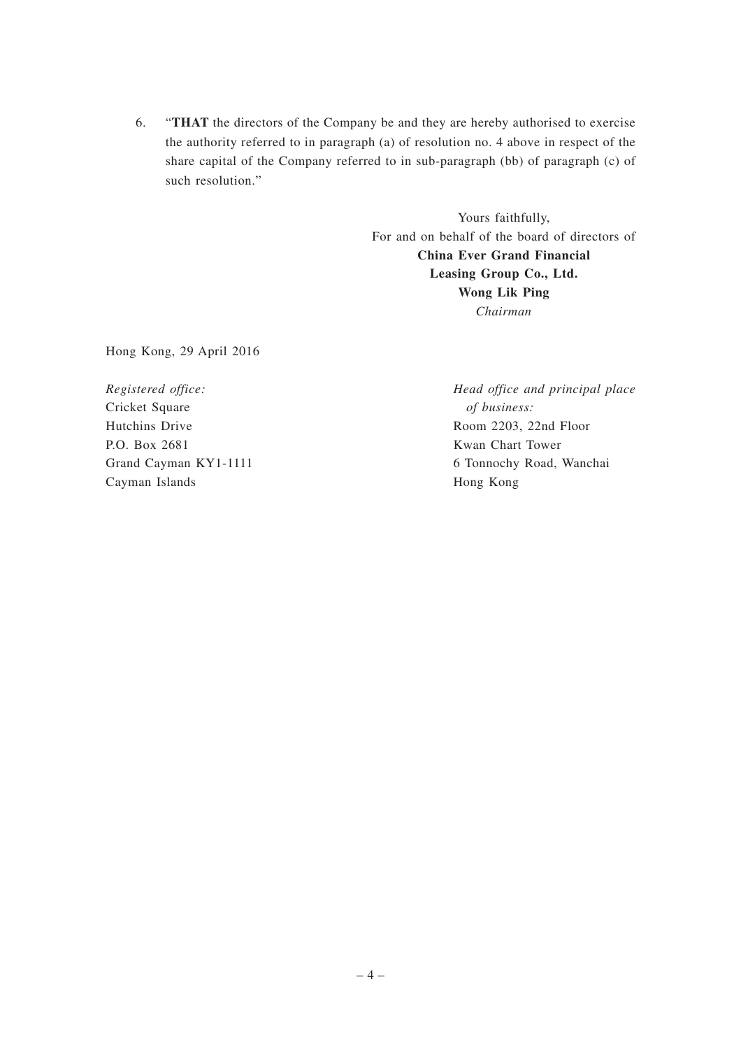6. "**THAT** the directors of the Company be and they are hereby authorised to exercise the authority referred to in paragraph (a) of resolution no. 4 above in respect of the share capital of the Company referred to in sub-paragraph (bb) of paragraph (c) of such resolution."

Yours faithfully,
For and on behalf of the board of directors of
**China Ever Grand Financial Leasing Group Co., Ltd.**
**Wong Lik Ping**
*Chairman*

Hong Kong, 29 April 2016

*Registered office:*
Cricket Square
Hutchins Drive
P.O. Box 2681
Grand Cayman KY1-1111
Cayman Islands

*Head office and principal place of business:*
Room 2203, 22nd Floor
Kwan Chart Tower
6 Tonnochy Road, Wanchai
Hong Kong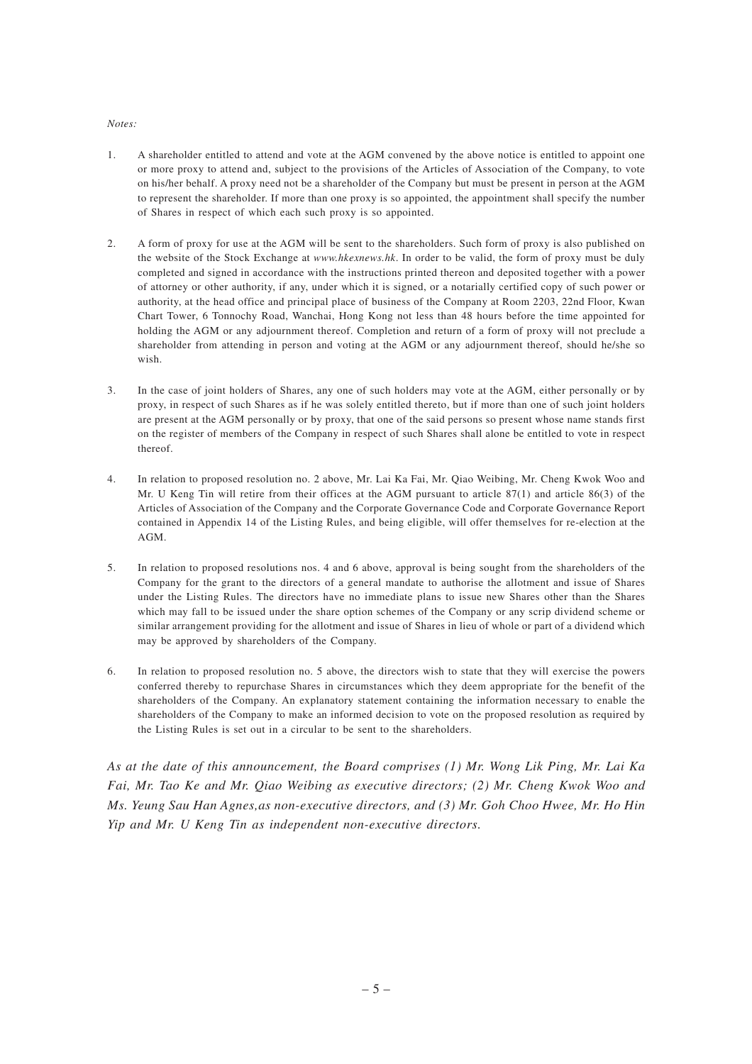*Notes:*

1. A shareholder entitled to attend and vote at the AGM convened by the above notice is entitled to appoint one or more proxy to attend and, subject to the provisions of the Articles of Association of the Company, to vote on his/her behalf. A proxy need not be a shareholder of the Company but must be present in person at the AGM to represent the shareholder. If more than one proxy is so appointed, the appointment shall specify the number of Shares in respect of which each such proxy is so appointed.

2. A form of proxy for use at the AGM will be sent to the shareholders. Such form of proxy is also published on the website of the Stock Exchange at *www.hkexnews.hk*. In order to be valid, the form of proxy must be duly completed and signed in accordance with the instructions printed thereon and deposited together with a power of attorney or other authority, if any, under which it is signed, or a notarially certified copy of such power or authority, at the head office and principal place of business of the Company at Room 2203, 22nd Floor, Kwan Chart Tower, 6 Tonnochy Road, Wanchai, Hong Kong not less than 48 hours before the time appointed for holding the AGM or any adjournment thereof. Completion and return of a form of proxy will not preclude a shareholder from attending in person and voting at the AGM or any adjournment thereof, should he/she so wish.

3. In the case of joint holders of Shares, any one of such holders may vote at the AGM, either personally or by proxy, in respect of such Shares as if he was solely entitled thereto, but if more than one of such joint holders are present at the AGM personally or by proxy, that one of the said persons so present whose name stands first on the register of members of the Company in respect of such Shares shall alone be entitled to vote in respect thereof.

4. In relation to proposed resolution no. 2 above, Mr. Lai Ka Fai, Mr. Qiao Weibing, Mr. Cheng Kwok Woo and Mr. U Keng Tin will retire from their offices at the AGM pursuant to article 87(1) and article 86(3) of the Articles of Association of the Company and the Corporate Governance Code and Corporate Governance Report contained in Appendix 14 of the Listing Rules, and being eligible, will offer themselves for re-election at the AGM.

5. In relation to proposed resolutions nos. 4 and 6 above, approval is being sought from the shareholders of the Company for the grant to the directors of a general mandate to authorise the allotment and issue of Shares under the Listing Rules. The directors have no immediate plans to issue new Shares other than the Shares which may fall to be issued under the share option schemes of the Company or any scrip dividend scheme or similar arrangement providing for the allotment and issue of Shares in lieu of whole or part of a dividend which may be approved by shareholders of the Company.

6. In relation to proposed resolution no. 5 above, the directors wish to state that they will exercise the powers conferred thereby to repurchase Shares in circumstances which they deem appropriate for the benefit of the shareholders of the Company. An explanatory statement containing the information necessary to enable the shareholders of the Company to make an informed decision to vote on the proposed resolution as required by the Listing Rules is set out in a circular to be sent to the shareholders.

*As at the date of this announcement, the Board comprises (1) Mr. Wong Lik Ping, Mr. Lai Ka Fai, Mr. Tao Ke and Mr. Qiao Weibing as executive directors; (2) Mr. Cheng Kwok Woo and Ms. Yeung Sau Han Agnes,as non-executive directors, and (3) Mr. Goh Choo Hwee, Mr. Ho Hin Yip and Mr. U Keng Tin as independent non-executive directors.*